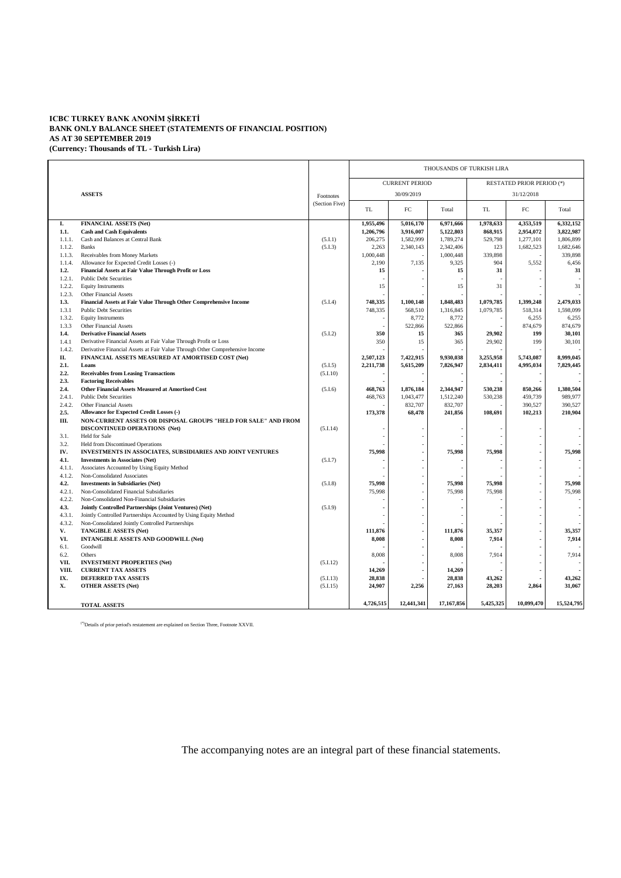**ICBC TURKEY BANK ANONİM ŞİRKETİ**
**BANK ONLY BALANCE SHEET (STATEMENTS OF FINANCIAL POSITION)**
**AS AT 30 SEPTEMBER 2019**
**(Currency: Thousands of TL - Turkish Lira)**

| | | | THOUSANDS OF TURKISH LIRA | | | | | |
|---|---|---|---|---|---|---|---|---|
| | | | CURRENT PERIOD | | | RESTATED PRIOR PERIOD (*) | | |
| | **ASSETS** | Footnotes (Section Five) | 30/09/2019 | | | 31/12/2018 | | |
| | | | TL | FC | Total | TL | FC | Total |
| **I.** | **FINANCIAL ASSETS (Net)** | | **1,955,496** | **5,016,170** | **6,971,666** | **1,978,633** | **4,353,519** | **6,332,152** |
| **1.1.** | **Cash and Cash Equivalents** | | **1,206,796** | **3,916,007** | **5,122,803** | **868,915** | **2,954,072** | **3,822,987** |
| 1.1.1. | Cash and Balances at Central Bank | (5.I.1) | 206,275 | 1,582,999 | 1,789,274 | 529,798 | 1,277,101 | 1,806,899 |
| 1.1.2. | Banks | (5.I.3) | 2,263 | 2,340,143 | 2,342,406 | 123 | 1,682,523 | 1,682,646 |
| 1.1.3. | Receivables from Money Markets | | 1,000,448 | - | 1,000,448 | 339,898 | - | 339,898 |
| 1.1.4. | Allowance for Expected Credit Losses (-) | | 2,190 | 7,135 | 9,325 | 904 | 5,552 | 6,456 |
| **1.2.** | **Financial Assets at Fair Value Through Profit or Loss** | | **15** | **-** | **15** | **31** | **-** | **31** |
| 1.2.1. | Public Debt Securities | | - | - | - | - | - | - |
| 1.2.2. | Equity Instruments | | 15 | - | 15 | 31 | - | 31 |
| 1.2.3. | Other Financial Assets | | - | - | - | - | - | - |
| **1.3.** | **Financial Assets at Fair Value Through Other Comprehensive Income** | (5.I.4) | **748,335** | **1,100,148** | **1,848,483** | **1,079,785** | **1,399,248** | **2,479,033** |
| 1.3.1 | Public Debt Securities | | 748,335 | 568,510 | 1,316,845 | 1,079,785 | 518,314 | 1,598,099 |
| 1.3.2. | Equity Instruments | | - | 8,772 | 8,772 | - | 6,255 | 6,255 |
| 1.3.3 | Other Financial Assets | | - | 522,866 | 522,866 | - | 874,679 | 874,679 |
| **1.4.** | **Derivative Financial Assets** | (5.I.2) | **350** | **15** | **365** | **29,902** | **199** | **30,101** |
| 1.4.1 | Derivative Financial Assets at Fair Value Through Profit or Loss | | 350 | 15 | 365 | 29,902 | 199 | 30,101 |
| 1.4.2. | Derivative Financial Assets at Fair Value Through Other Comprehensive Income | | - | - | - | - | - | - |
| **II.** | **FINANCIAL ASSETS MEASURED AT AMORTISED COST (Net)** | | **2,507,123** | **7,422,915** | **9,930,038** | **3,255,958** | **5,743,087** | **8,999,045** |
| **2.1.** | **Loans** | (5.I.5) | **2,211,738** | **5,615,209** | **7,826,947** | **2,834,411** | **4,995,034** | **7,829,445** |
| **2.2.** | **Receivables from Leasing Transactions** | (5.I.10) | **-** | **-** | **-** | **-** | **-** | **-** |
| **2.3.** | **Factoring Receivables** | | **-** | **-** | **-** | **-** | **-** | **-** |
| **2.4.** | **Other Financial Assets Measured at Amortised Cost** | (5.I.6) | **468,763** | **1,876,184** | **2,344,947** | **530,238** | **850,266** | **1,380,504** |
| 2.4.1. | Public Debt Securities | | 468,763 | 1,043,477 | 1,512,240 | 530,238 | 459,739 | 989,977 |
| 2.4.2. | Other Financial Assets | | - | 832,707 | 832,707 | - | 390,527 | 390,527 |
| **2.5.** | **Allowance for Expected Credit Losses (-)** | | **173,378** | **68,478** | **241,856** | **108,691** | **102,213** | **210,904** |
| **III.** | **NON-CURRENT ASSETS OR DISPOSAL GROUPS "HELD FOR SALE" AND FROM DISCONTINUED OPERATIONS (Net)** | (5.I.14) | - | - | - | - | - | - |
| 3.1. | Held for Sale | | - | - | - | - | - | - |
| 3.2. | Held from Discontinued Operations | | - | - | - | - | - | - |
| **IV.** | **INVESTMENTS IN ASSOCIATES, SUBSIDIARIES AND JOINT VENTURES** | | **75,998** | **-** | **75,998** | **75,998** | **-** | **75,998** |
| **4.1.** | **Investments in Associates (Net)** | (5.I.7) | **-** | **-** | **-** | **-** | **-** | **-** |
| 4.1.1. | Associates Accounted by Using Equity Method | | - | - | - | - | - | - |
| 4.1.2. | Non-Consolidated Associates | | - | - | - | - | - | - |
| **4.2.** | **Investments in Subsidiaries (Net)** | (5.I.8) | **75,998** | **-** | **75,998** | **75,998** | **-** | **75,998** |
| 4.2.1. | Non-Consolidated Financial Subsidiaries | | 75,998 | - | 75,998 | 75,998 | - | 75,998 |
| 4.2.2. | Non-Consolidated Non-Financial Subsidiaries | | - | - | - | - | - | - |
| **4.3.** | **Jointly Controlled Partnerships (Joint Ventures) (Net)** | (5.I.9) | **-** | **-** | **-** | **-** | **-** | **-** |
| 4.3.1. | Jointly Controlled Partnerships Accounted by Using Equity Method | | - | - | - | - | - | - |
| 4.3.2. | Non-Consolidated Jointly Controlled Partnerships | | - | - | - | - | - | - |
| **V.** | **TANGIBLE ASSETS (Net)** | | **111,876** | **-** | **111,876** | **35,357** | **-** | **35,357** |
| **VI.** | **INTANGIBLE ASSETS AND GOODWILL (Net)** | | **8,008** | **-** | **8,008** | **7,914** | **-** | **7,914** |
| 6.1. | Goodwill | | - | - | - | - | - | - |
| 6.2. | Others | | 8,008 | - | 8,008 | 7,914 | - | 7,914 |
| **VII.** | **INVESTMENT PROPERTIES (Net)** | (5.I.12) | **-** | **-** | **-** | **-** | **-** | **-** |
| **VIII.** | **CURRENT TAX ASSETS** | | **14,269** | **-** | **14,269** | **-** | **-** | **-** |
| **IX.** | **DEFERRED TAX ASSETS** | (5.I.13) | **28,838** | **-** | **28,838** | **43,262** | **-** | **43,262** |
| **X.** | **OTHER ASSETS (Net)** | (5.I.15) | **24,907** | **2,256** | **27,163** | **28,203** | **2,864** | **31,067** |
| | **TOTAL ASSETS** | | **4,726,515** | **12,441,341** | **17,167,856** | **5,425,325** | **10,099,470** | **15,524,795** |

(*) Details of prior period's restatement are explained on Section Three, Footnote XXVII.

The accompanying notes are an integral part of these financial statements.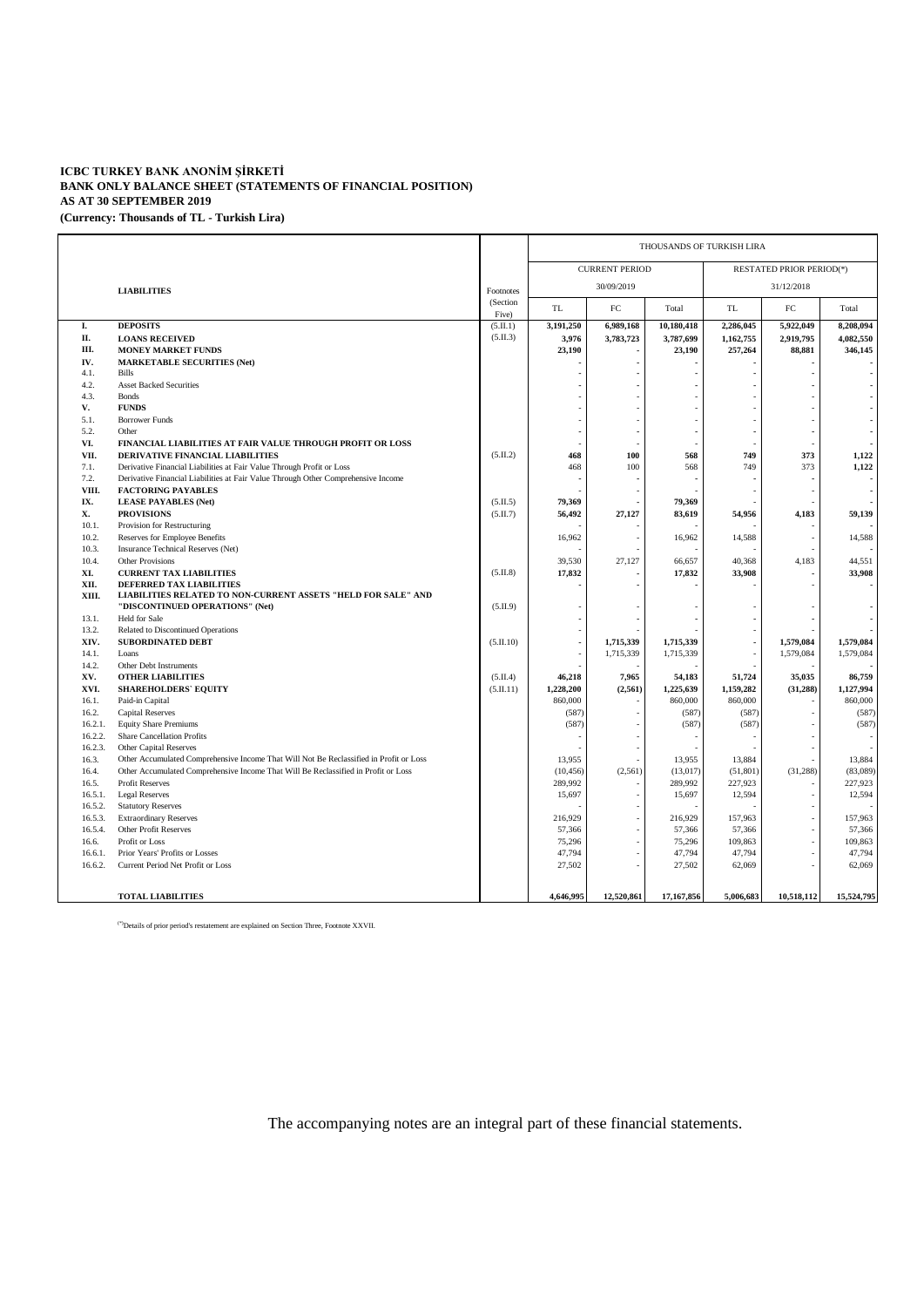**ICBC TURKEY BANK ANONİM ŞİRKETİ**
**BANK ONLY BALANCE SHEET (STATEMENTS OF FINANCIAL POSITION)**
**AS AT 30 SEPTEMBER 2019**
**(Currency: Thousands of TL - Turkish Lira)**

| | | | THOUSANDS OF TURKISH LIRA | | | | | |
|---|---|---|---|---|---|---|---|---|
| | | | CURRENT PERIOD | | | RESTATED PRIOR PERIOD(*) | | |
| | **LIABILITIES** | Footnotes | 30/09/2019 | | | 31/12/2018 | | |
| | | (Section Five) | TL | FC | Total | TL | FC | Total |
| **I.** | **DEPOSITS** | (5.II.1) | **3,191,250** | **6,989,168** | **10,180,418** | **2,286,045** | **5,922,049** | **8,208,094** |
| **II.** | **LOANS RECEIVED** | (5.II.3) | **3,976** | **3,783,723** | **3,787,699** | **1,162,755** | **2,919,795** | **4,082,550** |
| **III.** | **MONEY MARKET FUNDS** | | **23,190** | **-** | **23,190** | **257,264** | **88,881** | **346,145** |
| **IV.** | **MARKETABLE SECURITIES (Net)** | | **-** | **-** | **-** | **-** | **-** | **-** |
| 4.1. | Bills | | - | - | - | - | - | - |
| 4.2. | Asset Backed Securities | | - | - | - | - | - | - |
| 4.3. | Bonds | | - | - | - | - | - | - |
| **V.** | **FUNDS** | | **-** | **-** | **-** | **-** | **-** | **-** |
| 5.1. | Borrower Funds | | - | - | - | - | - | - |
| 5.2. | Other | | - | - | - | - | - | - |
| **VI.** | **FINANCIAL LIABILITIES AT FAIR VALUE THROUGH PROFIT OR LOSS** | | **-** | **-** | **-** | **-** | **-** | **-** |
| **VII.** | **DERIVATIVE FINANCIAL LIABILITIES** | (5.II.2) | **468** | **100** | **568** | **749** | **373** | **1,122** |
| 7.1. | Derivative Financial Liabilities at Fair Value Through Profit or Loss | | 468 | 100 | 568 | 749 | 373 | 1,122 |
| 7.2. | Derivative Financial Liabilities at Fair Value Through Other Comprehensive Income | | - | - | - | - | - | - |
| **VIII.** | **FACTORING PAYABLES** | | **-** | **-** | **-** | **-** | **-** | **-** |
| **IX.** | **LEASE PAYABLES (Net)** | (5.II.5) | **79,369** | **-** | **79,369** | **-** | **-** | **-** |
| **X.** | **PROVISIONS** | (5.II.7) | **56,492** | **27,127** | **83,619** | **54,956** | **4,183** | **59,139** |
| 10.1. | Provision for Restructuring | | - | - | - | - | - | - |
| 10.2. | Reserves for Employee Benefits | | 16,962 | - | 16,962 | 14,588 | - | 14,588 |
| 10.3. | Insurance Technical Reserves (Net) | | - | - | - | - | - | - |
| 10.4. | Other Provisions | | 39,530 | 27,127 | 66,657 | 40,368 | 4,183 | 44,551 |
| **XI.** | **CURRENT TAX LIABILITIES** | (5.II.8) | **17,832** | **-** | **17,832** | **33,908** | **-** | **33,908** |
| **XII.** | **DEFERRED TAX LIABILITIES** | | **-** | **-** | **-** | **-** | **-** | **-** |
| **XIII.** | **LIABILITIES RELATED TO NON-CURRENT ASSETS "HELD FOR SALE" AND "DISCONTINUED OPERATIONS" (Net)** | (5.II.9) | **-** | **-** | **-** | **-** | **-** | **-** |
| 13.1. | Held for Sale | | - | - | - | - | - | - |
| 13.2. | Related to Discontinued Operations | | - | - | - | - | - | - |
| **XIV.** | **SUBORDINATED DEBT** | (5.II.10) | **-** | **1,715,339** | **1,715,339** | **-** | **1,579,084** | **1,579,084** |
| 14.1. | Loans | | - | 1,715,339 | 1,715,339 | - | 1,579,084 | 1,579,084 |
| 14.2. | Other Debt Instruments | | - | - | - | - | - | - |
| **XV.** | **OTHER LIABILITIES** | (5.II.4) | **46,218** | **7,965** | **54,183** | **51,724** | **35,035** | **86,759** |
| **XVI.** | **SHAREHOLDERS` EQUITY** | (5.II.11) | **1,228,200** | **(2,561)** | **1,225,639** | **1,159,282** | **(31,288)** | **1,127,994** |
| 16.1. | Paid-in Capital | | 860,000 | - | 860,000 | 860,000 | - | 860,000 |
| 16.2. | Capital Reserves | | (587) | - | (587) | (587) | - | (587) |
| 16.2.1. | Equity Share Premiums | | (587) | - | (587) | (587) | - | (587) |
| 16.2.2. | Share Cancellation Profits | | - | - | - | - | - | - |
| 16.2.3. | Other Capital Reserves | | - | - | - | - | - | - |
| 16.3. | Other Accumulated Comprehensive Income That Will Not Be Reclassified in Profit or Loss | | 13,955 | - | 13,955 | 13,884 | - | 13,884 |
| 16.4. | Other Accumulated Comprehensive Income That Will Be Reclassified in Profit or Loss | | (10,456) | (2,561) | (13,017) | (51,801) | (31,288) | (83,089) |
| 16.5. | Profit Reserves | | 289,992 | - | 289,992 | 227,923 | - | 227,923 |
| 16.5.1. | Legal Reserves | | 15,697 | - | 15,697 | 12,594 | - | 12,594 |
| 16.5.2. | Statutory Reserves | | - | - | - | - | - | - |
| 16.5.3. | Extraordinary Reserves | | 216,929 | - | 216,929 | 157,963 | - | 157,963 |
| 16.5.4. | Other Profit Reserves | | 57,366 | - | 57,366 | 57,366 | - | 57,366 |
| 16.6. | Profit or Loss | | 75,296 | - | 75,296 | 109,863 | - | 109,863 |
| 16.6.1. | Prior Years' Profits or Losses | | 47,794 | - | 47,794 | 47,794 | - | 47,794 |
| 16.6.2. | Current Period Net Profit or Loss | | 27,502 | - | 27,502 | 62,069 | - | 62,069 |
| | **TOTAL LIABILITIES** | | **4,646,995** | **12,520,861** | **17,167,856** | **5,006,683** | **10,518,112** | **15,524,795** |

(*) Details of prior period's restatement are explained on Section Three, Footnote XXVII.

The accompanying notes are an integral part of these financial statements.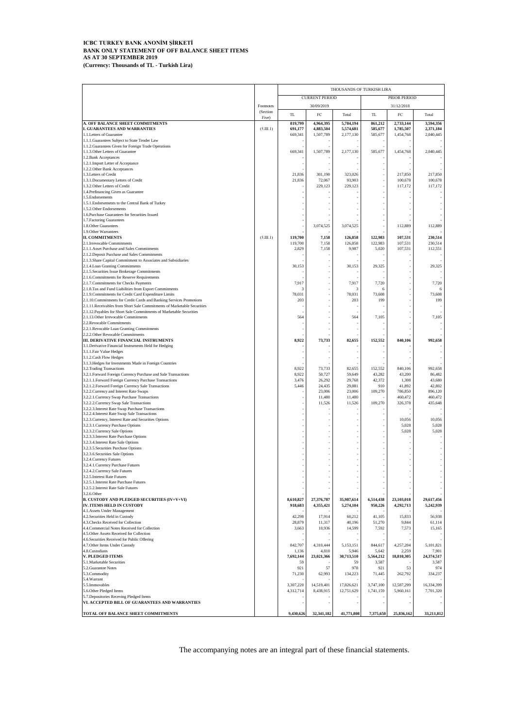**ICBC TURKEY BANK ANONİM ŞİRKETİ**
**BANK ONLY STATEMENT OF OFF BALANCE SHEET ITEMS**
**AS AT 30 SEPTEMBER 2019**
**(Currency: Thousands of TL - Turkish Lira)**

| | Footnotes (Section Five) | THOUSANDS OF TURKISH LIRA | | | | | |
|---|---|---|---|---|---|---|---|
| | | CURRENT PERIOD | | | PRIOR PERIOD | | |
| | | 30/09/2019 | | | 31/12/2018 | | |
| | | TL | FC | Total | TL | FC | Total |
| **A. OFF BALANCE SHEET COMMITMENTS** | | **819,799** | **4,964,395** | **5,784,194** | **861,212** | **2,733,144** | **3,594,356** |
| **I. GUARANTEES AND WARRANTIES** | (5.III.1) | **691,177** | **4,883,504** | **5,574,681** | **585,677** | **1,785,507** | **2,371,184** |
| 1.1.Letters of Guarantee | | 669,341 | 1,507,789 | 2,177,130 | 585,677 | 1,454,768 | 2,040,445 |
| 1.1.1.Guarantees Subject to State Tender Law | | - | - | - | - | - | - |
| 1.1.2.Guarantees Given for Foreign Trade Operations | | - | - | - | - | - | - |
| 1.1.3.Other Letters of Guarantee | | 669,341 | 1,507,789 | 2,177,130 | 585,677 | 1,454,768 | 2,040,445 |
| 1.2.Bank Acceptances | | - | - | - | - | - | - |
| 1.2.1.Import Letter of Acceptance | | - | - | - | - | - | - |
| 1.2.2.Other Bank Acceptances | | - | - | - | - | - | - |
| 1.3.Letters of Credit | | 21,836 | 301,190 | 323,026 | - | 217,850 | 217,850 |
| 1.3.1.Documentary Letters of Credit | | 21,836 | 72,067 | 93,903 | - | 100,678 | 100,678 |
| 1.3.2.Other Letters of Credit | | - | 229,123 | 229,123 | - | 117,172 | 117,172 |
| 1.4.Prefinancing Given as Guarantee | | - | - | - | - | - | - |
| 1.5.Endorsements | | - | - | - | - | - | - |
| 1.5.1.Endorsements to the Central Bank of Turkey | | - | - | - | - | - | - |
| 1.5.2.Other Endorsements | | - | - | - | - | - | - |
| 1.6.Purchase Guarantees for Securities Issued | | - | - | - | - | - | - |
| 1.7.Factoring Guarantees | | - | - | - | - | - | - |
| 1.8.Other Guarantees | | - | 3,074,525 | 3,074,525 | - | 112,889 | 112,889 |
| 1.9.Other Warrantees | | - | - | - | - | - | - |
| **II. COMMITMENTS** | (5.III.1) | **119,700** | **7,158** | **126,858** | **122,983** | **107,531** | **230,514** |
| 2.1.Irrevocable Commitments | | 119,700 | 7,158 | 126,858 | 122,983 | 107,531 | 230,514 |
| 2.1.1.Asset Purchase and Sales Commitments | | 2,829 | 7,158 | 9,987 | 5,020 | 107,531 | 112,551 |
| 2.1.2.Deposit Purchase and Sales Commitments | | - | - | - | - | - | - |
| 2.1.3.Share Capital Commitment to Associates and Subsidiaries | | - | - | - | - | - | - |
| 2.1.4.Loan Granting Commitments | | 30,153 | - | 30,153 | 29,325 | - | 29,325 |
| 2.1.5.Securities Issue Brokerage Commitments | | - | - | - | - | - | - |
| 2.1.6.Commitments for Reserve Requirements | | - | - | - | - | - | - |
| 2.1.7.Commitments for Checks Payments | | 7,917 | - | 7,917 | 7,720 | - | 7,720 |
| 2.1.8.Tax and Fund Liabilities from Export Commitments | | 3 | - | 3 | 6 | - | 6 |
| 2.1.9.Commitments for Credit Card Expenditure Limits | | 78,031 | - | 78,031 | 73,608 | - | 73,608 |
| 2.1.10.Commitments for Credit Cards and Banking Services Promotions | | 203 | - | 203 | 199 | - | 199 |
| 2.1.11.Receivables from Short Sale Commitments of Marketable Securities | | - | - | - | - | - | - |
| 2.1.12.Payables for Short Sale Commitments of Marketable Securities | | - | - | - | - | - | - |
| 2.1.13.Other Irrevocable Commitments | | 564 | - | 564 | 7,105 | - | 7,105 |
| 2.2.Revocable Commitments | | - | - | - | - | - | - |
| 2.2.1.Revocable Loan Granting Commitments | | - | - | - | - | - | - |
| 2.2.2.Other Revocable Commitments | | - | - | - | - | - | - |
| **III. DERIVATIVE FINANCIAL INSTRUMENTS** | | **8,922** | **73,733** | **82,655** | **152,552** | **840,106** | **992,658** |
| 3.1.Derivative Financial Instruments Held for Hedging | | - | - | - | - | - | - |
| 3.1.1.Fair Value Hedges | | - | - | - | - | - | - |
| 3.1.2.Cash Flow Hedges | | - | - | - | - | - | - |
| 3.1.3.Hedges for Investments Made in Foreign Countries | | - | - | - | - | - | - |
| 3.2.Trading Transactions | | 8,922 | 73,733 | 82,655 | 152,552 | 840,106 | 992,658 |
| 3.2.1.Forward Foreign Currency Purchase and Sale Transactions | | 8,922 | 50,727 | 59,649 | 43,282 | 43,200 | 86,482 |
| 3.2.1.1.Forward Foreign Currency Purchase Transactions | | 3,476 | 26,292 | 29,768 | 42,372 | 1,308 | 43,680 |
| 3.2.1.2.Forward Foreign Currency Sale Transactions | | 5,446 | 24,435 | 29,881 | 910 | 41,892 | 42,802 |
| 3.2.2.Currency and Interest Rate Swaps | | - | 23,006 | 23,006 | 109,270 | 786,850 | 896,120 |
| 3.2.2.1.Currency Swap Purchase Transactions | | - | 11,480 | 11,480 | - | 460,472 | 460,472 |
| 3.2.2.2.Currency Swap Sale Transactions | | - | 11,526 | 11,526 | 109,270 | 326,378 | 435,648 |
| 3.2.2.3.Interest Rate Swap Purchase Transactions | | - | - | - | - | - | - |
| 3.2.2.4.Interest Rate Swap Sale Transactions | | - | - | - | - | - | - |
| 3.2.3.Currency, Interest Rate and Securities Options | | - | - | - | - | 10,056 | 10,056 |
| 3.2.3.1.Currency Purchase Options | | - | - | - | - | 5,028 | 5,028 |
| 3.2.3.2.Currency Sale Options | | - | - | - | - | 5,028 | 5,028 |
| 3.2.3.3.Interest Rate Purchase Options | | - | - | - | - | - | - |
| 3.2.3.4.Interest Rate Sale Options | | - | - | - | - | - | - |
| 3.2.3.5.Securities Purchase Options | | - | - | - | - | - | - |
| 3.2.3.6.Securities Sale Options | | - | - | - | - | - | - |
| 3.2.4.Currency Futures | | - | - | - | - | - | - |
| 3.2.4.1.Currency Purchase Futures | | - | - | - | - | - | - |
| 3.2.4.2.Currency Sale Futures | | - | - | - | - | - | - |
| 3.2.5.Interest Rate Futures | | - | - | - | - | - | - |
| 3.2.5.1.Interest Rate Purchase Futures | | - | - | - | - | - | - |
| 3.2.5.2.Interest Rate Sale Futures | | - | - | - | - | - | - |
| 3.2.6.Other | | - | - | - | - | - | - |
| **B. CUSTODY AND PLEDGED SECURITIES (IV+V+VI)** | | **8,610,827** | **27,376,787** | **35,987,614** | **6,514,438** | **23,103,018** | **29,617,456** |
| **IV. ITEMS HELD IN CUSTODY** | | **918,683** | **4,355,421** | **5,274,104** | **950,226** | **4,292,713** | **5,242,939** |
| 4.1.Assets Under Management | | - | - | - | - | - | - |
| 4.2.Securities Held in Custody | | 42,298 | 17,914 | 60,212 | 41,105 | 15,833 | 56,938 |
| 4.3.Checks Received for Collection | | 28,879 | 11,317 | 40,196 | 51,270 | 9,844 | 61,114 |
| 4.4.Commercial Notes Received for Collection | | 3,663 | 10,936 | 14,599 | 7,592 | 7,573 | 15,165 |
| 4.5.Other Assets Received for Collection | | - | - | - | - | - | - |
| 4.6.Securities Received for Public Offering | | - | - | - | - | - | - |
| 4.7.Other Items Under Custody | | 842,707 | 4,310,444 | 5,153,151 | 844,617 | 4,257,204 | 5,101,821 |
| 4.8.Custodians | | 1,136 | 4,810 | 5,946 | 5,642 | 2,259 | 7,901 |
| **V. PLEDGED ITEMS** | | **7,692,144** | **23,021,366** | **30,713,510** | **5,564,212** | **18,810,305** | **24,374,517** |
| 5.1.Marketable Securities | | 59 | - | 59 | 3,587 | - | 3,587 |
| 5.2.Guarantee Notes | | 921 | 57 | 978 | 921 | 53 | 974 |
| 5.3.Commodity | | 71,230 | 62,993 | 134,223 | 71,445 | 262,792 | 334,237 |
| 5.4.Warrant | | - | - | - | - | - | - |
| 5.5.Immovables | | 3,307,220 | 14,519,401 | 17,826,621 | 3,747,100 | 12,587,299 | 16,334,399 |
| 5.6.Other Pledged Items | | 4,312,714 | 8,438,915 | 12,751,629 | 1,741,159 | 5,960,161 | 7,701,320 |
| 5.7.Depositories Receving Pledged Items | | - | - | - | - | - | - |
| **VI. ACCEPTED BILL OF GUARANTEES AND WARRANTIES** | | - | - | - | - | - | - |
| **TOTAL OFF BALANCE SHEET COMMITMENTS** | | **9,430,626** | **32,341,182** | **41,771,808** | **7,375,650** | **25,836,162** | **33,211,812** |

The accompanying notes are an integral part of these financial statements.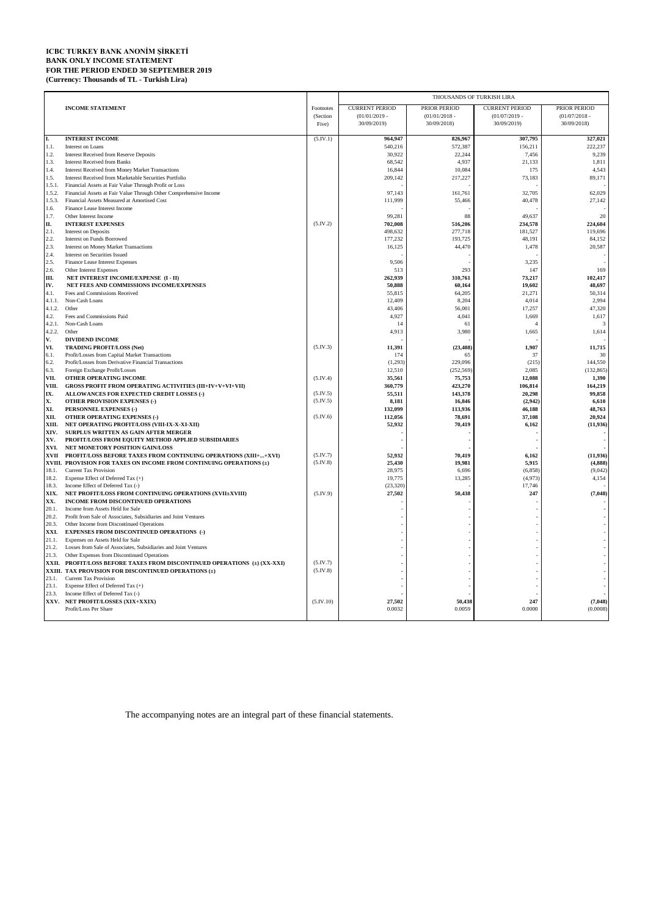**ICBC TURKEY BANK ANONİM ŞİRKETİ**
**BANK ONLY INCOME STATEMENT**
**FOR THE PERIOD ENDED 30 SEPTEMBER 2019**
**(Currency: Thousands of TL - Turkish Lira)**

| | INCOME STATEMENT | Footnotes (Section Five) | THOUSANDS OF TURKISH LIRA | | | |
|---|---|---|---|---|---|---|
| | | | CURRENT PERIOD (01/01/2019 - 30/09/2019) | PRIOR PERIOD (01/01/2018 - 30/09/2018) | CURRENT PERIOD (01/07/2019 - 30/09/2019) | PRIOR PERIOD (01/07/2018 - 30/09/2018) |
| **I.** | **INTEREST INCOME** | (5.IV.1) | **964,947** | **826,967** | **307,795** | **327,021** |
| 1.1. | Interest on Loans | | 540,216 | 572,387 | 156,211 | 222,237 |
| 1.2. | Interest Received from Reserve Deposits | | 30,922 | 22,244 | 7,456 | 9,239 |
| 1.3. | Interest Received from Banks | | 68,542 | 4,937 | 21,133 | 1,811 |
| 1.4. | Interest Received from Money Market Transactions | | 16,844 | 10,084 | 175 | 4,543 |
| 1.5. | Interest Received from Marketable Securities Portfolio | | 209,142 | 217,227 | 73,183 | 89,171 |
| 1.5.1. | Financial Assets at Fair Value Through Profit or Loss | | - | - | - | - |
| 1.5.2. | Financial Assets at Fair Value Through Other Comprehensive Income | | 97,143 | 161,761 | 32,705 | 62,029 |
| 1.5.3. | Financial Assets Measured at Amortised Cost | | 111,999 | 55,466 | 40,478 | 27,142 |
| 1.6. | Finance Lease Interest Income | | - | - | - | - |
| 1.7. | Other Interest Income | | 99,281 | 88 | 49,637 | 20 |
| **II.** | **INTEREST EXPENSES** | (5.IV.2) | **702,008** | **516,206** | **234,578** | **224,604** |
| 2.1. | Interest on Deposits | | 498,632 | 277,718 | 181,527 | 119,696 |
| 2.2. | Interest on Funds Borrowed | | 177,232 | 193,725 | 48,191 | 84,152 |
| 2.3. | Interest on Money Market Transactions | | 16,125 | 44,470 | 1,478 | 20,587 |
| 2.4. | Interest on Securities Issued | | - | - | - | - |
| 2.5. | Finance Lease Interest Expenses | | 9,506 | - | 3,235 | - |
| 2.6. | Other Interest Expenses | | 513 | 293 | 147 | 169 |
| **III.** | **NET INTEREST INCOME/EXPENSE (I - II)** | | **262,939** | **310,761** | **73,217** | **102,417** |
| **IV.** | **NET FEES AND COMMISSIONS INCOME/EXPENSES** | | **50,888** | **60,164** | **19,602** | **48,697** |
| 4.1. | Fees and Commissions Received | | 55,815 | 64,205 | 21,271 | 50,314 |
| 4.1.1. | Non-Cash Loans | | 12,409 | 8,204 | 4,014 | 2,994 |
| 4.1.2. | Other | | 43,406 | 56,001 | 17,257 | 47,320 |
| 4.2. | Fees and Commissions Paid | | 4,927 | 4,041 | 1,669 | 1,617 |
| 4.2.1. | Non-Cash Loans | | 14 | 61 | 4 | 3 |
| 4.2.2. | Other | | 4,913 | 3,980 | 1,665 | 1,614 |
| **V.** | **DIVIDEND INCOME** | | - | - | - | - |
| **VI.** | **TRADING PROFIT/LOSS (Net)** | (5.IV.3) | **11,391** | **(23,408)** | **1,907** | **11,715** |
| 6.1. | Profit/Losses from Capital Market Transactions | | 174 | 65 | 37 | 30 |
| 6.2. | Profit/Losses from Derivative Financial Transactions | | (1,293) | 229,096 | (215) | 144,550 |
| 6.3. | Foreign Exchange Profit/Losses | | 12,510 | (252,569) | 2,085 | (132,865) |
| **VII.** | **OTHER OPERATING INCOME** | (5.IV.4) | **35,561** | **75,753** | **12,088** | **1,390** |
| **VIII.** | **GROSS PROFIT FROM OPERATING ACTIVITIES (III+IV+V+VI+VII)** | | **360,779** | **423,270** | **106,814** | **164,219** |
| **IX.** | **ALLOWANCES FOR EXPECTED CREDIT LOSSES (-)** | (5.IV.5) | **55,511** | **143,378** | **20,298** | **99,858** |
| **X.** | **OTHER PROVISION EXPENSES (-)** | (5.IV.5) | **8,181** | **16,846** | **(2,942)** | **6,610** |
| **XI.** | **PERSONNEL EXPENSES (-)** | | **132,099** | **113,936** | **46,188** | **48,763** |
| **XII.** | **OTHER OPERATING EXPENSES (-)** | (5.IV.6) | **112,056** | **78,691** | **37,108** | **20,924** |
| **XIII.** | **NET OPERATING PROFIT/LOSS (VIII-IX-X-XI-XII)** | | **52,932** | **70,419** | **6,162** | **(11,936)** |
| **XIV.** | **SURPLUS WRITTEN AS GAIN AFTER MERGER** | | - | - | - | - |
| **XV.** | **PROFIT/LOSS FROM EQUITY METHOD APPLIED SUBSIDIARIES** | | - | - | - | - |
| **XVI.** | **NET MONETORY POSITION GAIN/LOSS** | | - | - | - | - |
| **XVII** | **PROFIT/LOSS BEFORE TAXES FROM CONTINUING OPERATIONS (XIII+...+XVI)** | (5.IV.7) | **52,932** | **70,419** | **6,162** | **(11,936)** |
| **XVIII.** | **PROVISION FOR TAXES ON INCOME FROM CONTINUING OPERATIONS (±)** | (5.IV.8) | **25,430** | **19,981** | **5,915** | **(4,888)** |
| 18.1. | Current Tax Provision | | 28,975 | 6,696 | (6,858) | (9,042) |
| 18.2. | Expense Effect of Deferred Tax (+) | | 19,775 | 13,285 | (4,973) | 4,154 |
| 18.3. | Income Effect of Deferred Tax (-) | | (23,320) | - | 17,746 | - |
| **XIX.** | **NET PROFIT/LOSS FROM CONTINUING OPERATIONS (XVII±XVIII)** | (5.IV.9) | **27,502** | **50,438** | **247** | **(7,048)** |
| **XX.** | **INCOME FROM DISCONTINUED OPERATIONS** | | - | - | - | - |
| 20.1. | Income from Assets Held for Sale | | - | - | - | - |
| 20.2. | Profit from Sale of Associates, Subsidiaries and Joint Ventures | | - | - | - | - |
| 20.3. | Other Income from Discontinued Operations | | - | - | - | - |
| **XXI.** | **EXPENSES FROM DISCONTINUED OPERATIONS (-)** | | - | - | - | - |
| 21.1. | Expenses on Assets Held for Sale | | - | - | - | - |
| 21.2. | Losses from Sale of Associates, Subsidiaries and Joint Ventures | | - | - | - | - |
| 21.3. | Other Expenses from Discontinued Operations | | - | - | - | - |
| **XXII.** | **PROFIT/LOSS BEFORE TAXES FROM DISCONTINUED OPERATIONS (±) (XX-XXI)** | (5.IV.7) | - | - | - | - |
| **XXIII.** | **TAX PROVISION FOR DISCONTINUED OPERATIONS (±)** | (5.IV.8) | - | - | - | - |
| 23.1. | Current Tax Provision | | - | - | - | - |
| 23.1. | Expense Effect of Deferred Tax (+) | | - | - | - | - |
| 23.3. | Income Effect of Deferred Tax (-) | | - | - | - | - |
| **XXV.** | **NET PROFIT/LOSSES (XIX+XXIX)** | (5.IV.10) | **27,502** | **50,438** | **247** | **(7,048)** |
| | Profit/Loss Per Share | | 0.0032 | 0.0059 | 0.0000 | (0.0008) |

The accompanying notes are an integral part of these financial statements.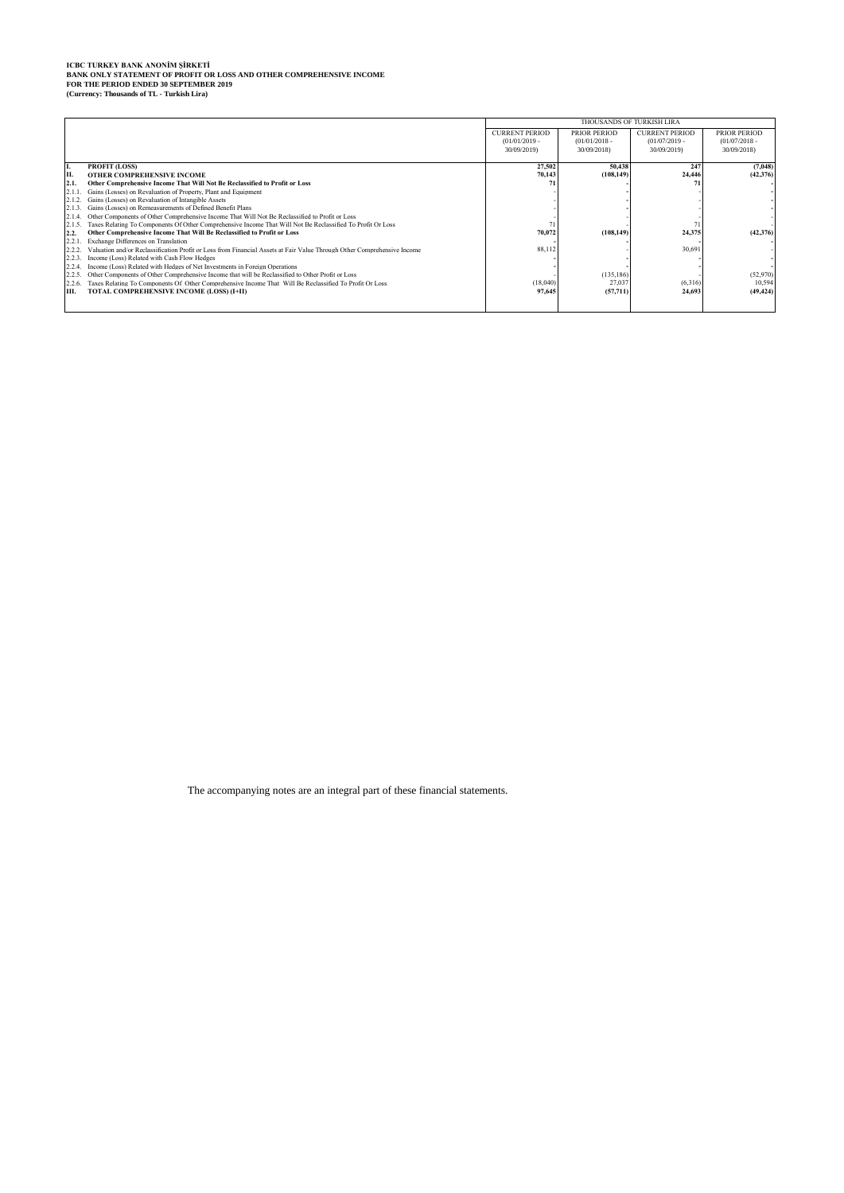**ICBC TURKEY BANK ANONİM ŞİRKETİ**
**BANK ONLY STATEMENT OF PROFIT OR LOSS AND OTHER COMPREHENSIVE INCOME**
**FOR THE PERIOD ENDED 30 SEPTEMBER 2019**
**(Currency: Thousands of TL - Turkish Lira)**

| | | THOUSANDS OF TURKISH LIRA | | | |
|---|---|---|---|---|---|
| | | CURRENT PERIOD (01/01/2019 - 30/09/2019) | PRIOR PERIOD (01/01/2018 - 30/09/2018) | CURRENT PERIOD (01/07/2019 - 30/09/2019) | PRIOR PERIOD (01/07/2018 - 30/09/2018) |
| **I.** | **PROFIT (LOSS)** | **27,502** | **50,438** | **247** | **(7,048)** |
| **II.** | **OTHER COMPREHENSIVE INCOME** | **70,143** | **(108,149)** | **24,446** | **(42,376)** |
| **2.1.** | **Other Comprehensive Income That Will Not Be Reclassified to Profit or Loss** | **71** | **-** | **71** | **-** |
| 2.1.1. | Gains (Losses) on Revaluation of Property, Plant and Equipment | - | - | - | - |
| 2.1.2. | Gains (Losses) on Revaluation of Intangible Assets | - | - | - | - |
| 2.1.3. | Gains (Losses) on Remeasurements of Defined Benefit Plans | - | - | - | - |
| 2.1.4. | Other Components of Other Comprehensive Income That Will Not Be Reclassified to Profit or Loss | - | - | - | - |
| 2.1.5. | Taxes Relating To Components Of Other Comprehensive Income That Will Not Be Reclassified To Profit Or Loss | 71 | - | 71 | - |
| **2.2.** | **Other Comprehensive Income That Will Be Reclassified to Profit or Loss** | **70,072** | **(108,149)** | **24,375** | **(42,376)** |
| 2.2.1. | Exchange Differences on Translation | - | - | - | - |
| 2.2.2. | Valuation and/or Reclassification Profit or Loss from Financial Assets at Fair Value Through Other Comprehensive Income | 88,112 | - | 30,691 | - |
| 2.2.3. | Income (Loss) Related with Cash Flow Hedges | - | - | - | - |
| 2.2.4. | Income (Loss) Related with Hedges of Net Investments in Foreign Operations | - | - | - | - |
| 2.2.5. | Other Components of Other Comprehensive Income that will be Reclassified to Other Profit or Loss | - | (135,186) | - | (52,970) |
| 2.2.6. | Taxes Relating To Components Of Other Comprehensive Income That Will Be Reclassified To Profit Or Loss | (18,040) | 27,037 | (6,316) | 10,594 |
| **III.** | **TOTAL COMPREHENSIVE INCOME (LOSS) (I+II)** | **97,645** | **(57,711)** | **24,693** | **(49,424)** |

The accompanying notes are an integral part of these financial statements.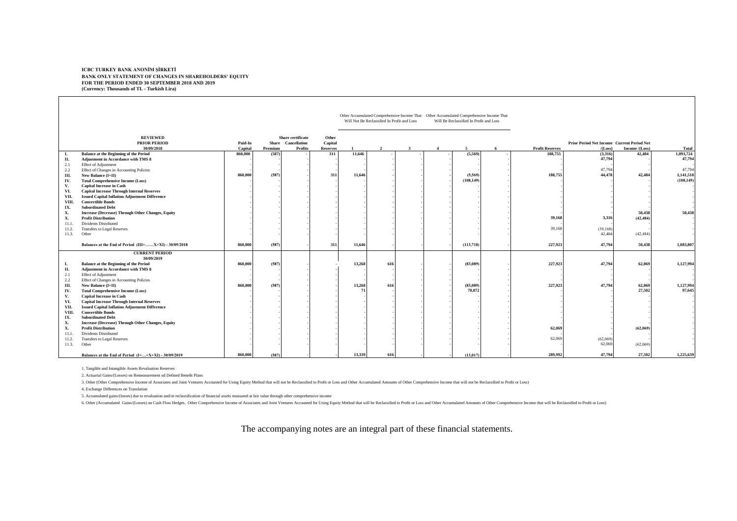**ICBC TURKEY BANK ANONİM ŞİRKETİ**
**BANK ONLY STATEMENT OF CHANGES IN SHAREHOLDERS' EQUITY**
**FOR THE PERIOD ENDED 30 SEPTEMBER 2018 AND 2019**
**(Currency: Thousands of TL - Turkish Lira)**

| | | | | | | Other Accumulated Comprehensive Income That Will Not Be Reclassified In Profit and Loss | | | Other Accumulated Comprehensive Income That Will Be Reclassified In Profit and Loss | | | | | | |
|---|---|---|---|---|---|---|---|---|---|---|---|---|---|---|---|
| | **REVIEWED PRIOR PERIOD 30/09/2018** | **Paid-In Capital** | **Share Premium** | **Share certificate Cancellation Profits** | **Other Capital Reserves** | **1** | **2** | **3** | **4** | **5** | **6** | **Profit Reserves** | **Prior Period Net Income /(Loss)** | **Current Period Net Income /(Loss)** | **Total** |
| **I.** | **Balance at the Beginning of the Period** | **860,000** | **(587)** | **-** | **311** | **11,646** | **-** | **-** | **-** | **(5,569)** | **-** | **188,755** | **(3,316)** | **42,484** | **1,093,724** |
| **II.** | **Adjustment in Accordance with TMS 8** | - | - | - | - | - | - | - | - | - | - | - | **47,794** | - | **47,794** |
| 2.1 | Effect of Adjustment | - | - | - | - | - | - | - | - | - | - | - | - | - | - |
| 2.2 | Effect of Changes in Accounting Policies | - | - | - | - | - | - | - | - | - | - | - | 47,794 | - | 47,794 |
| **III.** | **New Balance (I+II)** | **860,000** | **(587)** | **-** | **311** | **11,646** | **-** | **-** | **-** | **(5,569)** | **-** | **188,755** | **44,478** | **42,484** | **1,141,518** |
| **IV.** | **Total Comprehensive Income (Loss)** | - | - | - | - | - | - | - | - | **(108,149)** | - | - | - | - | **(108,149)** |
| **V.** | **Capital Increase in Cash** | - | - | - | - | - | - | - | - | - | - | - | - | - | - |
| **VI.** | **Capital Increase Through Internal Reserves** | - | - | - | - | - | - | - | - | - | - | - | - | - | - |
| **VII.** | **Issued Capital Inflation Adjustment Difference** | - | - | - | - | - | - | - | - | - | - | - | - | - | - |
| **VIII.** | **Convertible Bonds** | - | - | - | - | - | - | - | - | - | - | - | - | - | - |
| **IX.** | **Subordinated Debt** | - | - | - | - | - | - | - | - | - | - | - | - | - | - |
| **X.** | **Increase (Decrease) Through Other Changes, Equity** | - | - | - | - | - | - | - | - | - | - | - | - | **50,438** | **50,438** |
| **X.** | **Profit Distribution** | - | - | - | - | - | - | - | - | - | - | **39,168** | **3,316** | **(42,484)** | - |
| 11.1. | Dividents Distributed | - | - | - | - | - | - | - | - | - | - | - | - | - | - |
| 11.2. | Transfers to Legal Reserves | - | - | - | - | - | - | - | - | - | - | 39,168 | (39,168) | - | - |
| 11.3. | Other | - | - | - | - | - | - | - | - | - | - | - | 42,484 | (42,484) | - |
| | **Balances at the End of Period (III+……X+XI) - 30/09/2018** | **860,000** | **(587)** | **-** | **311** | **11,646** | **-** | **-** | **-** | **(113,718)** | **-** | **227,923** | **47,794** | **50,438** | **1,083,807** |
| | **CURRENT PERIOD 30/09/2019** | | | | | | | | | | | | | | |
| **I.** | **Balance at the Beginning of the Period** | **860,000** | **(587)** | **-** | **-** | **13,268** | **616** | **-** | **-** | **(83,089)** | **-** | **227,923** | **47,794** | **62,069** | **1,127,994** |
| **II.** | **Adjustment in Accordance with TMS 8** | - | - | - | - | - | - | - | - | - | - | - | - | - | - |
| 2.1 | Effect of Adjustment | - | - | - | - | - | - | - | - | - | - | - | - | - | - |
| 2.2 | Effect of Changes in Accounting Policies | - | - | - | - | - | - | - | - | - | - | - | - | - | - |
| **III.** | **New Balance (I+II)** | **860,000** | **(587)** | **-** | **-** | **13,268** | **616** | **-** | **-** | **(83,089)** | **-** | **227,923** | **47,794** | **62,069** | **1,127,994** |
| **IV.** | **Total Comprehensive Income (Loss)** | - | - | - | - | **71** | - | - | - | **70,072** | - | - | - | **27,502** | **97,645** |
| **V.** | **Capital Increase in Cash** | - | - | - | - | - | - | - | - | - | - | - | - | - | - |
| **VI.** | **Capital Increase Through Internal Reserves** | - | - | - | - | - | - | - | - | - | - | - | - | - | - |
| **VII.** | **Issued Capital Inflation Adjustment Difference** | - | - | - | - | - | - | - | - | - | - | - | - | - | - |
| **VIII.** | **Convertible Bonds** | - | - | - | - | - | - | - | - | - | - | - | - | - | - |
| **IX.** | **Subordinated Debt** | - | - | - | - | - | - | - | - | - | - | - | - | - | - |
| **X.** | **Increase (Decrease) Through Other Changes, Equity** | - | - | - | - | - | - | - | - | - | - | - | - | - | - |
| **X.** | **Profit Distribution** | - | - | - | - | - | - | - | - | - | - | **62,069** | - | **(62,069)** | - |
| 11.1. | Dividents Distributed | - | - | - | - | - | - | - | - | - | - | - | - | - | - |
| 11.2. | Transfers to Legal Reserves | - | - | - | - | - | - | - | - | - | - | 62,069 | (62,069) | - | - |
| 11.3. | Other | - | - | - | - | - | - | - | - | - | - | - | 62,069 | (62,069) | - |
| | **Balances at the End of Period (I+…+X+XI) - 30/09/2019** | **860,000** | **(587)** | **-** | **-** | **13,339** | **616** | **-** | **-** | **(13,017)** | **-** | **289,992** | **47,794** | **27,502** | **1,225,639** |

1. Tangible and Intangible Assets Revaluation Reserves

2. Actuarial Gains/(Losses) on Remeasurement od Defined Benefit Plans

3. Other (Other Comprehensive Income of Associates and Joint Ventures Accounted for Using Equity Method that will not be Reclassified to Profit or Loss and Other Accumulated Amounts of Other Comprehensive Income that will not be Reclassified to Profit or Loss)

4. Exchange Differences on Translation

5. Accumulated gains/(losses) due to revaluation and/or reclassification of financial assets measured at fair value through other comprehensive income

6. Other (Accumulated Gains/(Losses) on Cash Flow Hedges, Other Comprehensive Income of Associates and Joint Ventures Accounted for Using Equity Method that will be Reclassified to Profit or Loss and Other Accumulated Amounts of Other Comprehensive Income that will be Reclassified to Profit or Loss)

The accompanying notes are an integral part of these financial statements.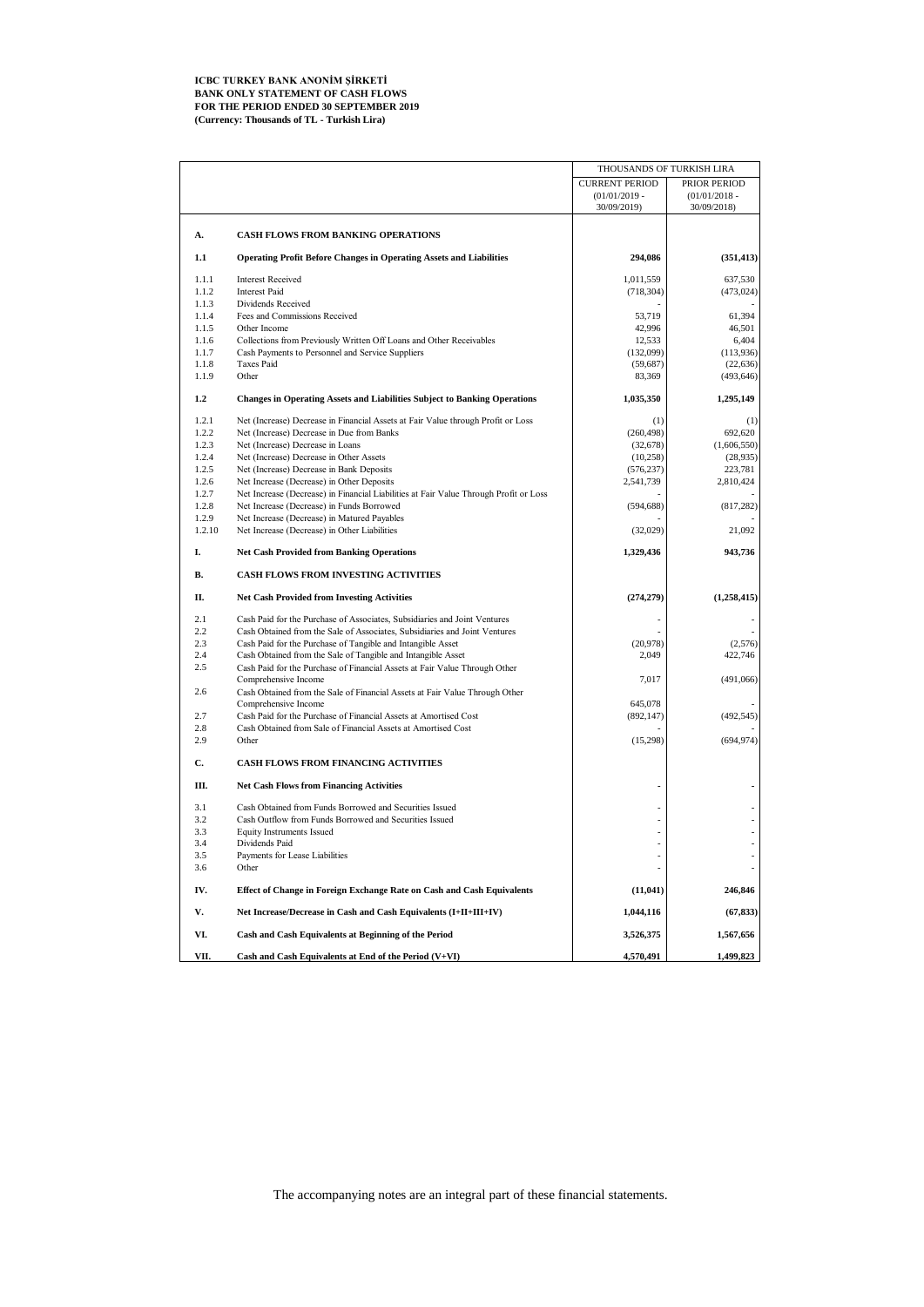**ICBC TURKEY BANK ANONİM ŞİRKETİ**
**BANK ONLY STATEMENT OF CASH FLOWS**
**FOR THE PERIOD ENDED 30 SEPTEMBER 2019**
**(Currency: Thousands of TL - Turkish Lira)**

| | | THOUSANDS OF TURKISH LIRA | |
|---|---|---|---|
| | | CURRENT PERIOD (01/01/2019 - 30/09/2019) | PRIOR PERIOD (01/01/2018 - 30/09/2018) |
| **A.** | **CASH FLOWS FROM BANKING OPERATIONS** | | |
| **1.1** | **Operating Profit Before Changes in Operating Assets and Liabilities** | **294,086** | **(351,413)** |
| 1.1.1 | Interest Received | 1,011,559 | 637,530 |
| 1.1.2 | Interest Paid | (718,304) | (473,024) |
| 1.1.3 | Dividends Received | - | - |
| 1.1.4 | Fees and Commissions Received | 53,719 | 61,394 |
| 1.1.5 | Other Income | 42,996 | 46,501 |
| 1.1.6 | Collections from Previously Written Off Loans and Other Receivables | 12,533 | 6,404 |
| 1.1.7 | Cash Payments to Personnel and Service Suppliers | (132,099) | (113,936) |
| 1.1.8 | Taxes Paid | (59,687) | (22,636) |
| 1.1.9 | Other | 83,369 | (493,646) |
| **1.2** | **Changes in Operating Assets and Liabilities Subject to Banking Operations** | **1,035,350** | **1,295,149** |
| 1.2.1 | Net (Increase) Decrease in Financial Assets at Fair Value through Profit or Loss | (1) | (1) |
| 1.2.2 | Net (Increase) Decrease in Due from Banks | (260,498) | 692,620 |
| 1.2.3 | Net (Increase) Decrease in Loans | (32,678) | (1,606,550) |
| 1.2.4 | Net (Increase) Decrease in Other Assets | (10,258) | (28,935) |
| 1.2.5 | Net (Increase) Decrease in Bank Deposits | (576,237) | 223,781 |
| 1.2.6 | Net Increase (Decrease) in Other Deposits | 2,541,739 | 2,810,424 |
| 1.2.7 | Net Increase (Decrease) in Financial Liabilities at Fair Value Through Profit or Loss | - | - |
| 1.2.8 | Net Increase (Decrease) in Funds Borrowed | (594,688) | (817,282) |
| 1.2.9 | Net Increase (Decrease) in Matured Payables | - | - |
| 1.2.10 | Net Increase (Decrease) in Other Liabilities | (32,029) | 21,092 |
| **I.** | **Net Cash Provided from Banking Operations** | **1,329,436** | **943,736** |
| **B.** | **CASH FLOWS FROM INVESTING ACTIVITIES** | | |
| **II.** | **Net Cash Provided from Investing Activities** | **(274,279)** | **(1,258,415)** |
| 2.1 | Cash Paid for the Purchase of Associates, Subsidiaries and Joint Ventures | - | - |
| 2.2 | Cash Obtained from the Sale of Associates, Subsidiaries and Joint Ventures | - | - |
| 2.3 | Cash Paid for the Purchase of Tangible and Intangible Asset | (20,978) | (2,576) |
| 2.4 | Cash Obtained from the Sale of Tangible and Intangible Asset | 2,049 | 422,746 |
| 2.5 | Cash Paid for the Purchase of Financial Assets at Fair Value Through Other Comprehensive Income | 7,017 | (491,066) |
| 2.6 | Cash Obtained from the Sale of Financial Assets at Fair Value Through Other Comprehensive Income | 645,078 | - |
| 2.7 | Cash Paid for the Purchase of Financial Assets at Amortised Cost | (892,147) | (492,545) |
| 2.8 | Cash Obtained from Sale of Financial Assets at Amortised Cost | - | - |
| 2.9 | Other | (15,298) | (694,974) |
| **C.** | **CASH FLOWS FROM FINANCING ACTIVITIES** | | |
| **III.** | **Net Cash Flows from Financing Activities** | **-** | **-** |
| 3.1 | Cash Obtained from Funds Borrowed and Securities Issued | - | - |
| 3.2 | Cash Outflow from Funds Borrowed and Securities Issued | - | - |
| 3.3 | Equity Instruments Issued | - | - |
| 3.4 | Dividends Paid | - | - |
| 3.5 | Payments for Lease Liabilities | - | - |
| 3.6 | Other | - | - |
| **IV.** | **Effect of Change in Foreign Exchange Rate on Cash and Cash Equivalents** | **(11,041)** | **246,846** |
| **V.** | **Net Increase/Decrease in Cash and Cash Equivalents (I+II+III+IV)** | **1,044,116** | **(67,833)** |
| **VI.** | **Cash and Cash Equivalents at Beginning of the Period** | **3,526,375** | **1,567,656** |
| **VII.** | **Cash and Cash Equivalents at End of the Period (V+VI)** | **4,570,491** | **1,499,823** |

The accompanying notes are an integral part of these financial statements.